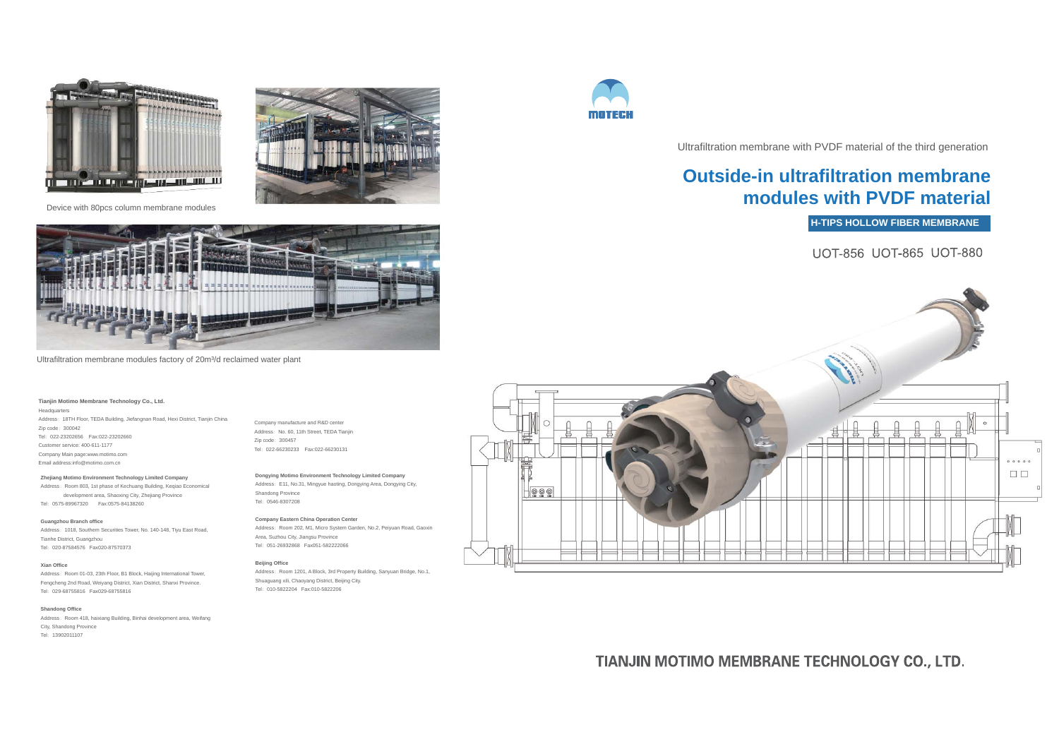Device with 80pcs column membrane modules

Ultrafiltration membrane modules factory of 20m³/d reclaimed water plant

MOTECH

Ultrafiltration membrane with PVDF material of the third generation

# Outside-in ultrafiltration membrane modules with PVDF material

**H-TIPS HOLLOW FIBER MEMBRANE**

UOT-856 UOT-865 UOT-880

**Tianjin Motimo Membrane Technology Co., Ltd.**

Headquarters

Address：18TH Floor, TEDA Building, Jiefangnan Road, Hexi District, Tianjin China

Zip code：300042

Tel：022-23202656 Fax:022-23202660

Customer service: 400-611-1177

Company Main page:www.motimo.com

Email address:info@motimo.com.cn

Company manufacture and R&D center

Address：No. 60, 11th Street, TEDA Tianjin

Zip code：300457

Tel：022-66230233 Fax:022-66230131

**Zhejiang Motimo Environment Technology Limited Company**

Address：Room 803, 1st phase of Kechuang Building, Keqiao Economical development area, Shaoxing City, Zhejiang Province

Tel：0575-89967320 Fax:0575-84138260

**Dongying Motimo Environment Technology Limited Company**

Address：E11, No.31, Mingyue haoting, Dongying Area, Dongying City, Shandong Province

Tel：0546-8307208

**Guangzhou Branch office**

Address：1018, Southern Securities Tower, No. 140-148, Tiyu East Road, Tianhe District, Guangzhou

Tel：020-87584576 Fax020-87570373

**Company Eastern China Operation Center**

Address：Room 202, M1, Micro System Garden, No.2, Peiyuan Road, Gaoxin Area, Suzhou City, Jiangsu Province

Tel：051-26932868 Fax051-582222066

**Xian Office**

Address：Room 01-03, 23th Floor, B1 Block, Haijing International Tower, Fengcheng 2nd Road, Weiyang District, Xian District, Shanxi Province.

Tel：029-68755816 Fax029-68755816

**Beijing Office**

Address：Room 1201, A Block, 3rd Property Building, Sanyuan Bridge, No.1, Shuaguang xili, Chaoyang District, Beijing City.

Tel：010-5822204 Fax:010-5822206

**Shandong Office**

Address：Room 418, haixiang Building, Binhai development area, Weifang City, Shandong Province

Tel：13902011107

TIANJIN MOTIMO MEMBRANE TECHNOLOGY CO., LTD.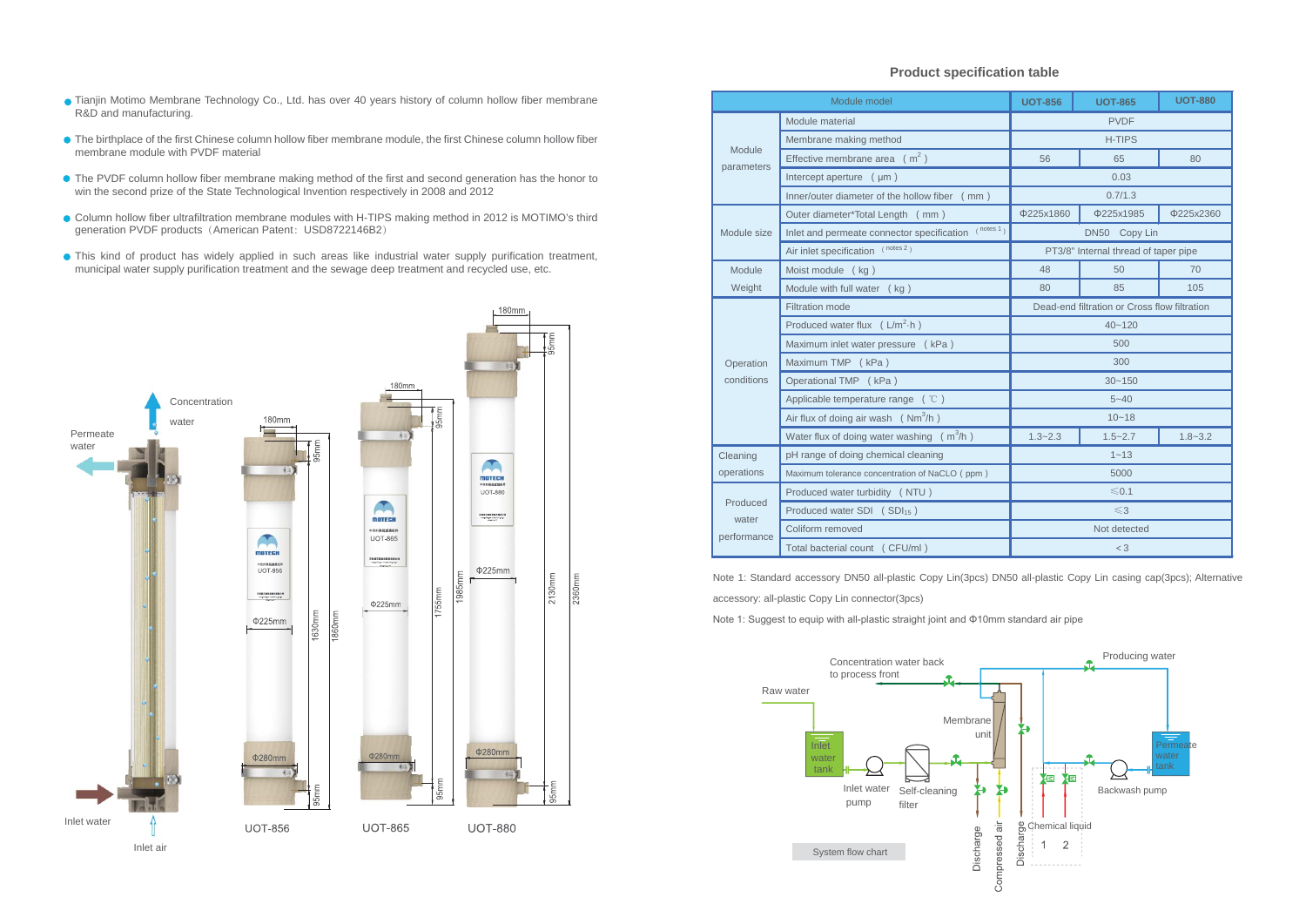- Tianjin Motimo Membrane Technology Co., Ltd. has over 40 years history of column hollow fiber membrane R&D and manufacturing.
- The birthplace of the first Chinese column hollow fiber membrane module, the first Chinese column hollow fiber membrane module with PVDF material
- The PVDF column hollow fiber membrane making method of the first and second generation has the honor to win the second prize of the State Technological Invention respectively in 2008 and 2012
- Column hollow fiber ultrafiltration membrane modules with H-TIPS making method in 2012 is MOTIMO's third generation PVDF products（American Patent：USD8722146B2）
- This kind of product has widely applied in such areas like industrial water supply purification treatment, municipal water supply purification treatment and the sewage deep treatment and recycled use, etc.

Concentration water

Permeate water

Inlet water

Inlet air

180mm
95mm
Φ225mm
1630mm
1860mm
Φ280mm
95mm
UOT-856

180mm
95mm
Φ225mm
1755mm
1985mm
Φ280mm
95mm
UOT-865

180mm
95mm
Φ225mm
2130mm
2360mm
Φ280mm
95mm
UOT-880

## Product specification table

| Module model | | UOT-856 | UOT-865 | UOT-880 |
|---|---|---|---|---|
| Module parameters | Module material | PVDF | | |
| | Membrane making method | H-TIPS | | |
| | Effective membrane area （$m^2$） | 56 | 65 | 80 |
| | Intercept aperture （μm） | 0.03 | | |
| | Inner/outer diameter of the hollow fiber （mm） | 0.7/1.3 | | |
| Module size | Outer diameter*Total Length （mm） | Φ225x1860 | Φ225x1985 | Φ225x2360 |
| | Inlet and permeate connector specification （notes 1） | DN50 Copy Lin | | |
| | Air inlet specification （notes 2） | PT3/8" Internal thread of taper pipe | | |
| Module Weight | Moist module （kg） | 48 | 50 | 70 |
| | Module with full water （kg） | 80 | 85 | 105 |
| Operation conditions | Filtration mode | Dead-end filtration or Cross flow filtration | | |
| | Produced water flux （$L/m^2 \cdot h$） | 40~120 | | |
| | Maximum inlet water pressure （kPa） | 500 | | |
| | Maximum TMP （kPa） | 300 | | |
| | Operational TMP （kPa） | 30~150 | | |
| | Applicable temperature range （℃） | 5~40 | | |
| | Air flux of doing air wash （$Nm^3/h$） | 10~18 | | |
| | Water flux of doing water washing （$m^3/h$） | 1.3~2.3 | 1.5~2.7 | 1.8~3.2 |
| Cleaning operations | pH range of doing chemical cleaning | 1~13 | | |
| | Maximum tolerance concentration of NaCLO ( ppm ) | 5000 | | |
| Produced water performance | Produced water turbidity （NTU） | ≤0.1 | | |
| | Produced water SDI （$SDI_{15}$） | ≤3 | | |
| | Coliform removed | Not detected | | |
| | Total bacterial count （CFU/ml） | <3 | | |

Note 1: Standard accessory DN50 all-plastic Copy Lin(3pcs) DN50 all-plastic Copy Lin casing cap(3pcs); Alternative accessory: all-plastic Copy Lin connector(3pcs)

Note 1: Suggest to equip with all-plastic straight joint and Φ10mm standard air pipe

Concentration water back to process front
Producing water
Raw water
Membrane unit
Inlet water tank
Inlet water pump
Self-cleaning filter
Permeate water tank
Backwash pump
Chemical liquid
1 2
Discharge
Compressed air
Discharge

System flow chart